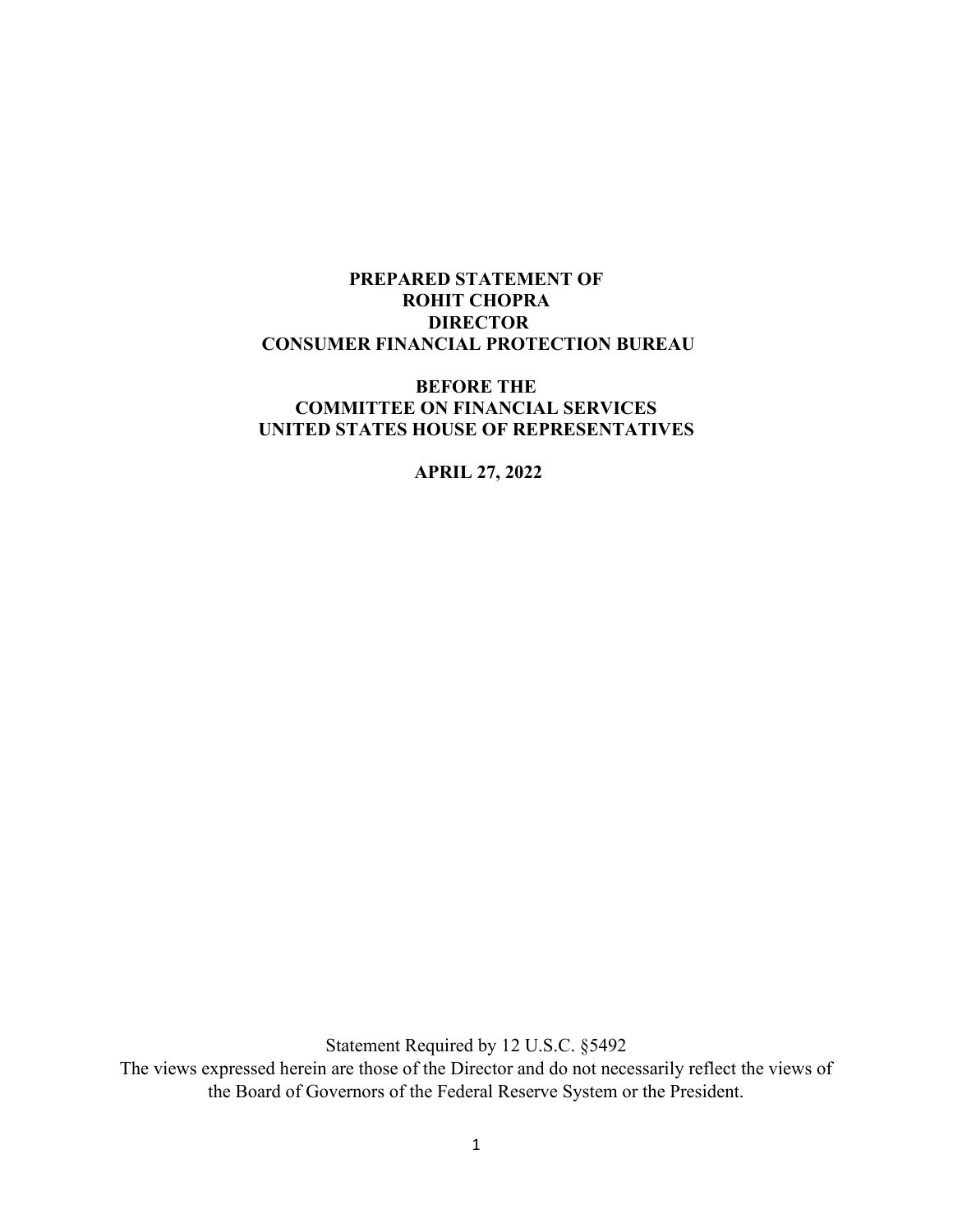**PREPARED STATEMENT OF**
**ROHIT CHOPRA**
**DIRECTOR**
**CONSUMER FINANCIAL PROTECTION BUREAU**

**BEFORE THE**
**COMMITTEE ON FINANCIAL SERVICES**
**UNITED STATES HOUSE OF REPRESENTATIVES**

**APRIL 27, 2022**

Statement Required by 12 U.S.C. §5492
The views expressed herein are those of the Director and do not necessarily reflect the views of the Board of Governors of the Federal Reserve System or the President.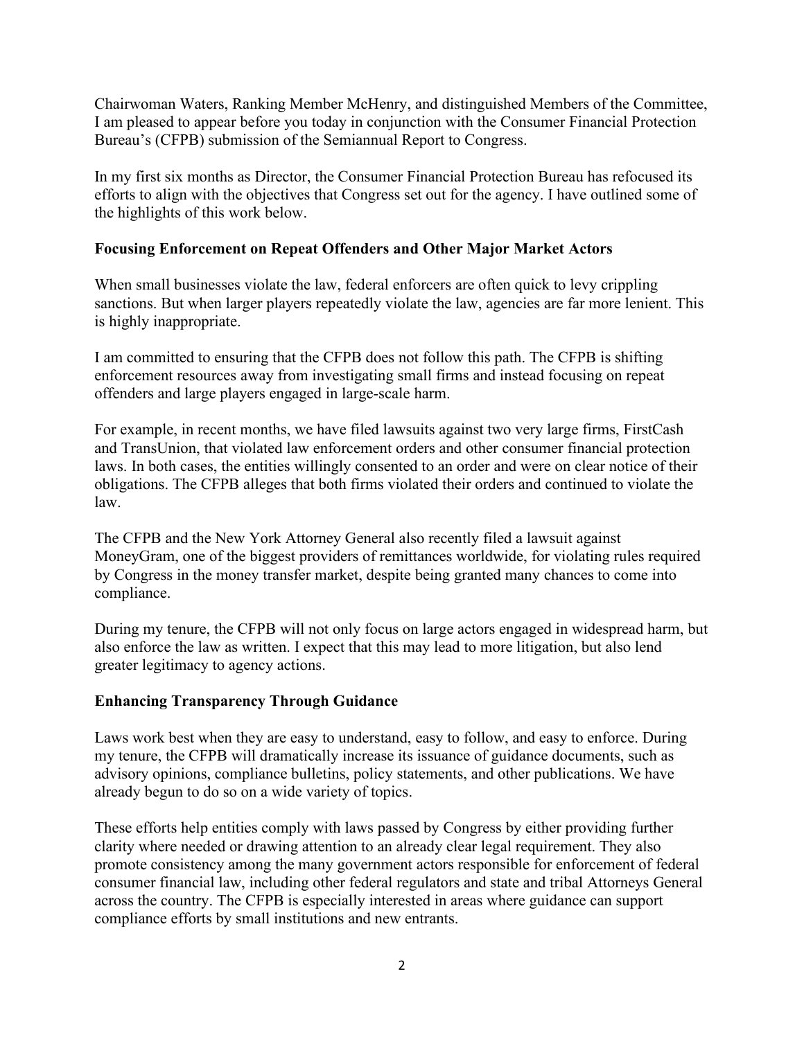Chairwoman Waters, Ranking Member McHenry, and distinguished Members of the Committee, I am pleased to appear before you today in conjunction with the Consumer Financial Protection Bureau's (CFPB) submission of the Semiannual Report to Congress.

In my first six months as Director, the Consumer Financial Protection Bureau has refocused its efforts to align with the objectives that Congress set out for the agency. I have outlined some of the highlights of this work below.

**Focusing Enforcement on Repeat Offenders and Other Major Market Actors**

When small businesses violate the law, federal enforcers are often quick to levy crippling sanctions. But when larger players repeatedly violate the law, agencies are far more lenient. This is highly inappropriate.

I am committed to ensuring that the CFPB does not follow this path. The CFPB is shifting enforcement resources away from investigating small firms and instead focusing on repeat offenders and large players engaged in large-scale harm.

For example, in recent months, we have filed lawsuits against two very large firms, FirstCash and TransUnion, that violated law enforcement orders and other consumer financial protection laws. In both cases, the entities willingly consented to an order and were on clear notice of their obligations. The CFPB alleges that both firms violated their orders and continued to violate the law.

The CFPB and the New York Attorney General also recently filed a lawsuit against MoneyGram, one of the biggest providers of remittances worldwide, for violating rules required by Congress in the money transfer market, despite being granted many chances to come into compliance.

During my tenure, the CFPB will not only focus on large actors engaged in widespread harm, but also enforce the law as written. I expect that this may lead to more litigation, but also lend greater legitimacy to agency actions.

**Enhancing Transparency Through Guidance**

Laws work best when they are easy to understand, easy to follow, and easy to enforce. During my tenure, the CFPB will dramatically increase its issuance of guidance documents, such as advisory opinions, compliance bulletins, policy statements, and other publications. We have already begun to do so on a wide variety of topics.

These efforts help entities comply with laws passed by Congress by either providing further clarity where needed or drawing attention to an already clear legal requirement. They also promote consistency among the many government actors responsible for enforcement of federal consumer financial law, including other federal regulators and state and tribal Attorneys General across the country. The CFPB is especially interested in areas where guidance can support compliance efforts by small institutions and new entrants.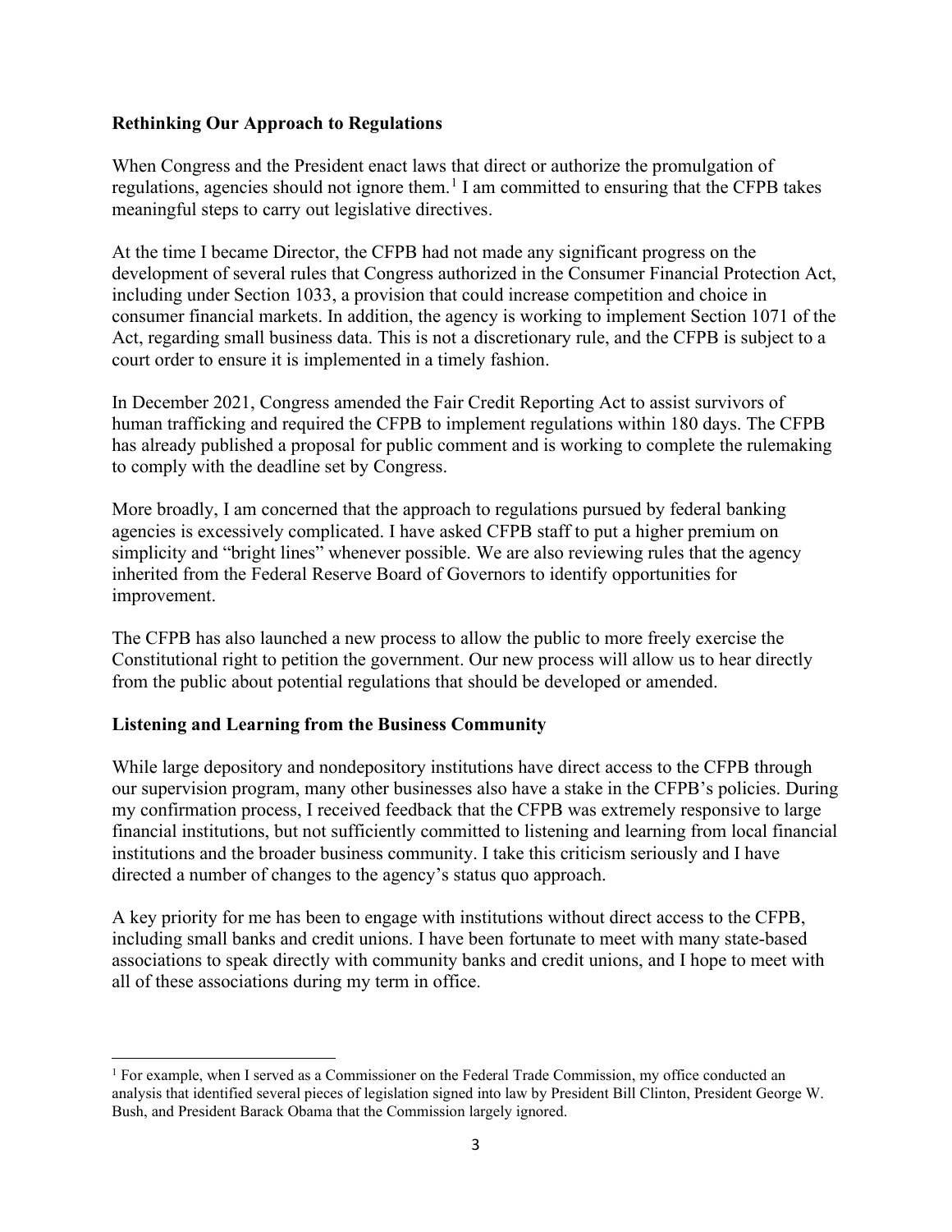**Rethinking Our Approach to Regulations**

When Congress and the President enact laws that direct or authorize the promulgation of regulations, agencies should not ignore them.[1] I am committed to ensuring that the CFPB takes meaningful steps to carry out legislative directives.

At the time I became Director, the CFPB had not made any significant progress on the development of several rules that Congress authorized in the Consumer Financial Protection Act, including under Section 1033, a provision that could increase competition and choice in consumer financial markets. In addition, the agency is working to implement Section 1071 of the Act, regarding small business data. This is not a discretionary rule, and the CFPB is subject to a court order to ensure it is implemented in a timely fashion.

In December 2021, Congress amended the Fair Credit Reporting Act to assist survivors of human trafficking and required the CFPB to implement regulations within 180 days. The CFPB has already published a proposal for public comment and is working to complete the rulemaking to comply with the deadline set by Congress.

More broadly, I am concerned that the approach to regulations pursued by federal banking agencies is excessively complicated. I have asked CFPB staff to put a higher premium on simplicity and "bright lines" whenever possible. We are also reviewing rules that the agency inherited from the Federal Reserve Board of Governors to identify opportunities for improvement.

The CFPB has also launched a new process to allow the public to more freely exercise the Constitutional right to petition the government. Our new process will allow us to hear directly from the public about potential regulations that should be developed or amended.

**Listening and Learning from the Business Community**

While large depository and nondepository institutions have direct access to the CFPB through our supervision program, many other businesses also have a stake in the CFPB's policies. During my confirmation process, I received feedback that the CFPB was extremely responsive to large financial institutions, but not sufficiently committed to listening and learning from local financial institutions and the broader business community. I take this criticism seriously and I have directed a number of changes to the agency's status quo approach.

A key priority for me has been to engage with institutions without direct access to the CFPB, including small banks and credit unions. I have been fortunate to meet with many state-based associations to speak directly with community banks and credit unions, and I hope to meet with all of these associations during my term in office.

---

[1] For example, when I served as a Commissioner on the Federal Trade Commission, my office conducted an analysis that identified several pieces of legislation signed into law by President Bill Clinton, President George W. Bush, and President Barack Obama that the Commission largely ignored.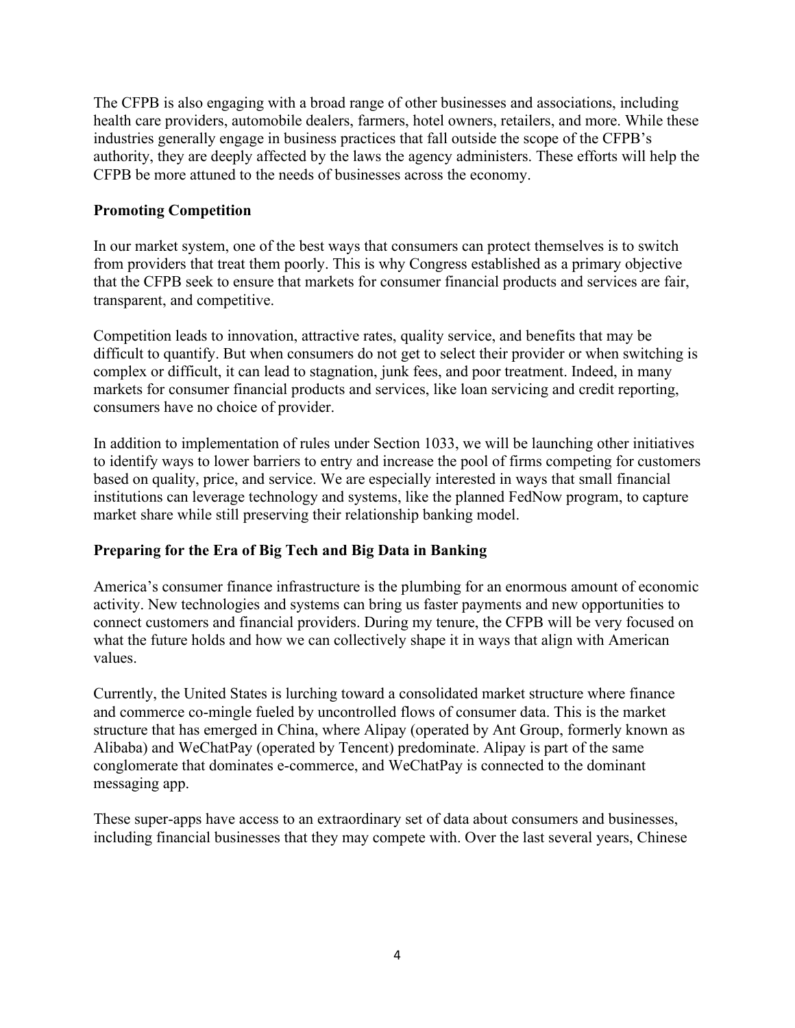The CFPB is also engaging with a broad range of other businesses and associations, including health care providers, automobile dealers, farmers, hotel owners, retailers, and more. While these industries generally engage in business practices that fall outside the scope of the CFPB's authority, they are deeply affected by the laws the agency administers. These efforts will help the CFPB be more attuned to the needs of businesses across the economy.

**Promoting Competition**

In our market system, one of the best ways that consumers can protect themselves is to switch from providers that treat them poorly. This is why Congress established as a primary objective that the CFPB seek to ensure that markets for consumer financial products and services are fair, transparent, and competitive.

Competition leads to innovation, attractive rates, quality service, and benefits that may be difficult to quantify. But when consumers do not get to select their provider or when switching is complex or difficult, it can lead to stagnation, junk fees, and poor treatment. Indeed, in many markets for consumer financial products and services, like loan servicing and credit reporting, consumers have no choice of provider.

In addition to implementation of rules under Section 1033, we will be launching other initiatives to identify ways to lower barriers to entry and increase the pool of firms competing for customers based on quality, price, and service. We are especially interested in ways that small financial institutions can leverage technology and systems, like the planned FedNow program, to capture market share while still preserving their relationship banking model.

**Preparing for the Era of Big Tech and Big Data in Banking**

America's consumer finance infrastructure is the plumbing for an enormous amount of economic activity. New technologies and systems can bring us faster payments and new opportunities to connect customers and financial providers. During my tenure, the CFPB will be very focused on what the future holds and how we can collectively shape it in ways that align with American values.

Currently, the United States is lurching toward a consolidated market structure where finance and commerce co-mingle fueled by uncontrolled flows of consumer data. This is the market structure that has emerged in China, where Alipay (operated by Ant Group, formerly known as Alibaba) and WeChatPay (operated by Tencent) predominate. Alipay is part of the same conglomerate that dominates e-commerce, and WeChatPay is connected to the dominant messaging app.

These super-apps have access to an extraordinary set of data about consumers and businesses, including financial businesses that they may compete with. Over the last several years, Chinese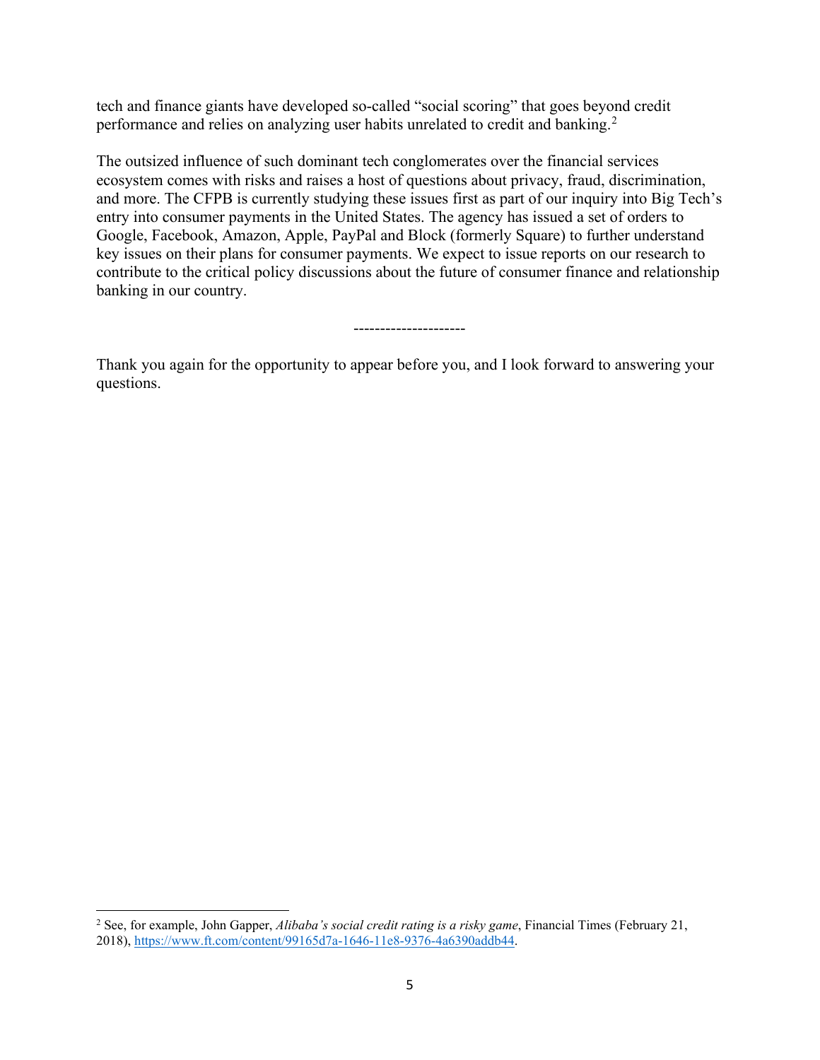tech and finance giants have developed so-called "social scoring" that goes beyond credit performance and relies on analyzing user habits unrelated to credit and banking.[2]

The outsized influence of such dominant tech conglomerates over the financial services ecosystem comes with risks and raises a host of questions about privacy, fraud, discrimination, and more. The CFPB is currently studying these issues first as part of our inquiry into Big Tech's entry into consumer payments in the United States. The agency has issued a set of orders to Google, Facebook, Amazon, Apple, PayPal and Block (formerly Square) to further understand key issues on their plans for consumer payments. We expect to issue reports on our research to contribute to the critical policy discussions about the future of consumer finance and relationship banking in our country.

--------------------

Thank you again for the opportunity to appear before you, and I look forward to answering your questions.

---

[2] See, for example, John Gapper, *Alibaba's social credit rating is a risky game*, Financial Times (February 21, 2018), https://www.ft.com/content/99165d7a-1646-11e8-9376-4a6390addb44.